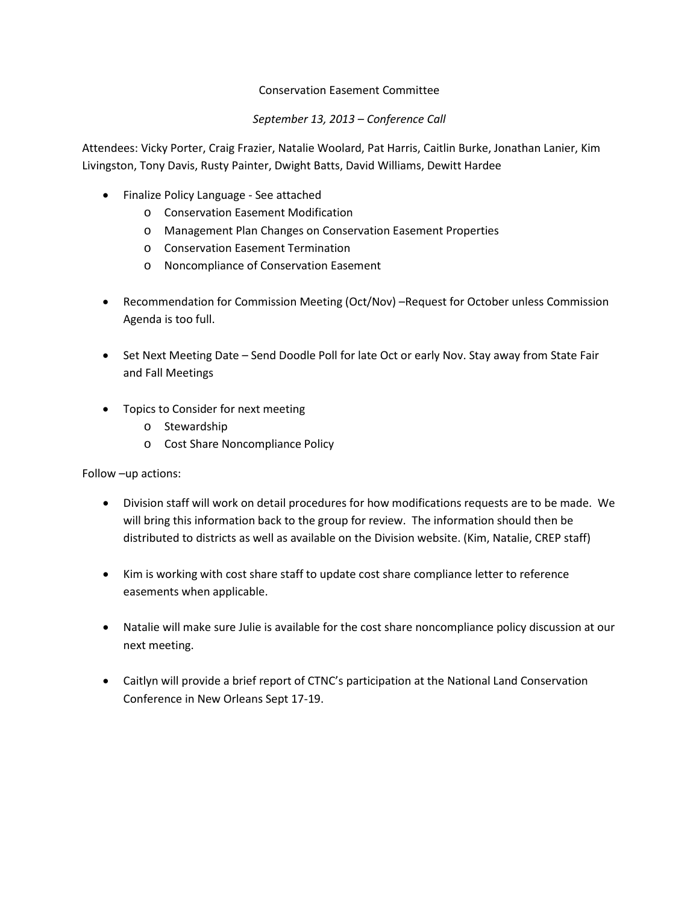# Conservation Easement Committee

*September 13, 2013 – Conference Call*

Attendees: Vicky Porter, Craig Frazier, Natalie Woolard, Pat Harris, Caitlin Burke, Jonathan Lanier, Kim Livingston, Tony Davis, Rusty Painter, Dwight Batts, David Williams, Dewitt Hardee

- Finalize Policy Language - See attached
  - Conservation Easement Modification
  - Management Plan Changes on Conservation Easement Properties
  - Conservation Easement Termination
  - Noncompliance of Conservation Easement

- Recommendation for Commission Meeting (Oct/Nov) –Request for October unless Commission Agenda is too full.

- Set Next Meeting Date – Send Doodle Poll for late Oct or early Nov. Stay away from State Fair and Fall Meetings

- Topics to Consider for next meeting
  - Stewardship
  - Cost Share Noncompliance Policy

Follow –up actions:

- Division staff will work on detail procedures for how modifications requests are to be made. We will bring this information back to the group for review. The information should then be distributed to districts as well as available on the Division website. (Kim, Natalie, CREP staff)

- Kim is working with cost share staff to update cost share compliance letter to reference easements when applicable.

- Natalie will make sure Julie is available for the cost share noncompliance policy discussion at our next meeting.

- Caitlyn will provide a brief report of CTNC's participation at the National Land Conservation Conference in New Orleans Sept 17-19.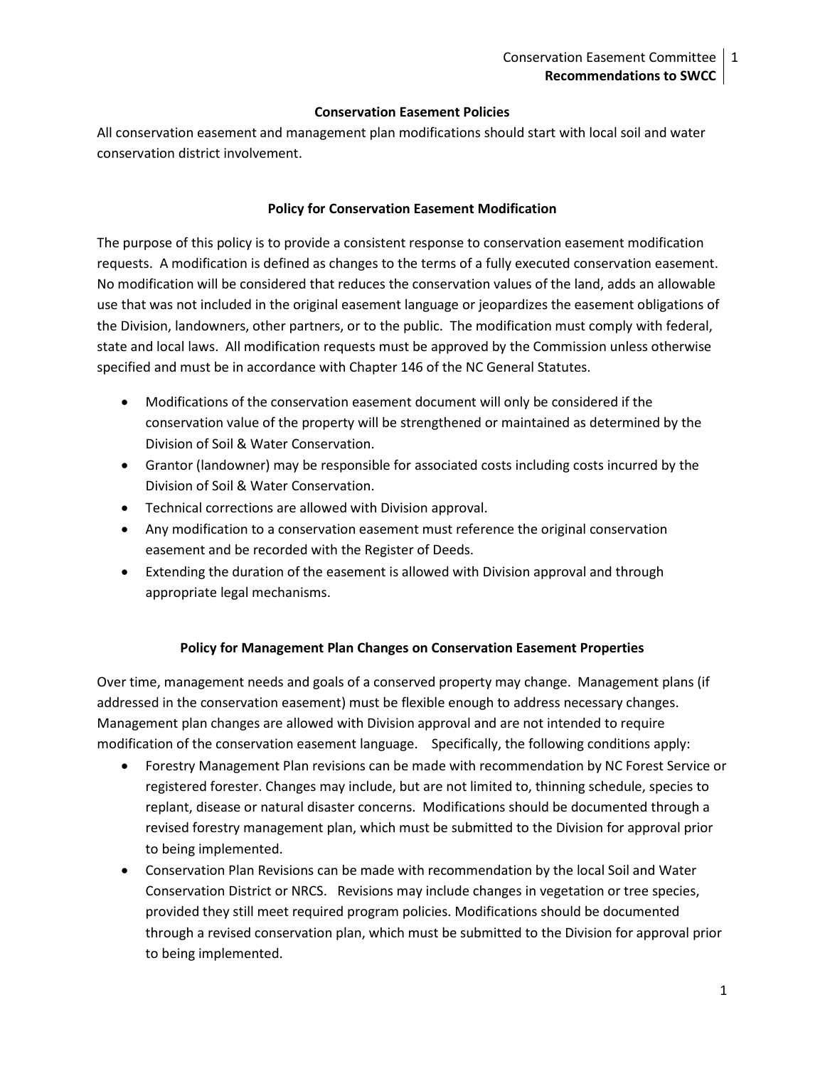### Conservation Easement Policies

All conservation easement and management plan modifications should start with local soil and water conservation district involvement.

### Policy for Conservation Easement Modification

The purpose of this policy is to provide a consistent response to conservation easement modification requests. A modification is defined as changes to the terms of a fully executed conservation easement. No modification will be considered that reduces the conservation values of the land, adds an allowable use that was not included in the original easement language or jeopardizes the easement obligations of the Division, landowners, other partners, or to the public. The modification must comply with federal, state and local laws. All modification requests must be approved by the Commission unless otherwise specified and must be in accordance with Chapter 146 of the NC General Statutes.

- Modifications of the conservation easement document will only be considered if the conservation value of the property will be strengthened or maintained as determined by the Division of Soil & Water Conservation.
- Grantor (landowner) may be responsible for associated costs including costs incurred by the Division of Soil & Water Conservation.
- Technical corrections are allowed with Division approval.
- Any modification to a conservation easement must reference the original conservation easement and be recorded with the Register of Deeds.
- Extending the duration of the easement is allowed with Division approval and through appropriate legal mechanisms.

### Policy for Management Plan Changes on Conservation Easement Properties

Over time, management needs and goals of a conserved property may change. Management plans (if addressed in the conservation easement) must be flexible enough to address necessary changes. Management plan changes are allowed with Division approval and are not intended to require modification of the conservation easement language. Specifically, the following conditions apply:

- Forestry Management Plan revisions can be made with recommendation by NC Forest Service or registered forester. Changes may include, but are not limited to, thinning schedule, species to replant, disease or natural disaster concerns. Modifications should be documented through a revised forestry management plan, which must be submitted to the Division for approval prior to being implemented.
- Conservation Plan Revisions can be made with recommendation by the local Soil and Water Conservation District or NRCS. Revisions may include changes in vegetation or tree species, provided they still meet required program policies. Modifications should be documented through a revised conservation plan, which must be submitted to the Division for approval prior to being implemented.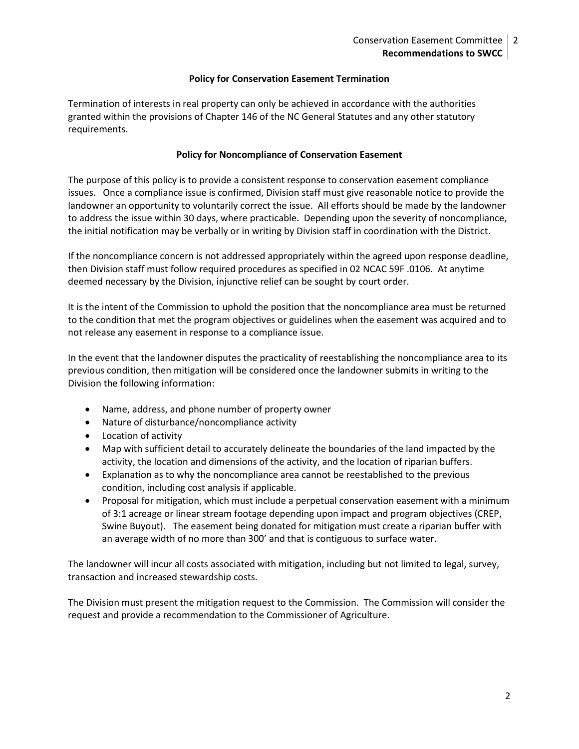### Policy for Conservation Easement Termination

Termination of interests in real property can only be achieved in accordance with the authorities granted within the provisions of Chapter 146 of the NC General Statutes and any other statutory requirements.

### Policy for Noncompliance of Conservation Easement

The purpose of this policy is to provide a consistent response to conservation easement compliance issues. Once a compliance issue is confirmed, Division staff must give reasonable notice to provide the landowner an opportunity to voluntarily correct the issue. All efforts should be made by the landowner to address the issue within 30 days, where practicable. Depending upon the severity of noncompliance, the initial notification may be verbally or in writing by Division staff in coordination with the District.

If the noncompliance concern is not addressed appropriately within the agreed upon response deadline, then Division staff must follow required procedures as specified in 02 NCAC 59F .0106. At anytime deemed necessary by the Division, injunctive relief can be sought by court order.

It is the intent of the Commission to uphold the position that the noncompliance area must be returned to the condition that met the program objectives or guidelines when the easement was acquired and to not release any easement in response to a compliance issue.

In the event that the landowner disputes the practicality of reestablishing the noncompliance area to its previous condition, then mitigation will be considered once the landowner submits in writing to the Division the following information:

- Name, address, and phone number of property owner
- Nature of disturbance/noncompliance activity
- Location of activity
- Map with sufficient detail to accurately delineate the boundaries of the land impacted by the activity, the location and dimensions of the activity, and the location of riparian buffers.
- Explanation as to why the noncompliance area cannot be reestablished to the previous condition, including cost analysis if applicable.
- Proposal for mitigation, which must include a perpetual conservation easement with a minimum of 3:1 acreage or linear stream footage depending upon impact and program objectives (CREP, Swine Buyout). The easement being donated for mitigation must create a riparian buffer with an average width of no more than 300' and that is contiguous to surface water.

The landowner will incur all costs associated with mitigation, including but not limited to legal, survey, transaction and increased stewardship costs.

The Division must present the mitigation request to the Commission. The Commission will consider the request and provide a recommendation to the Commissioner of Agriculture.